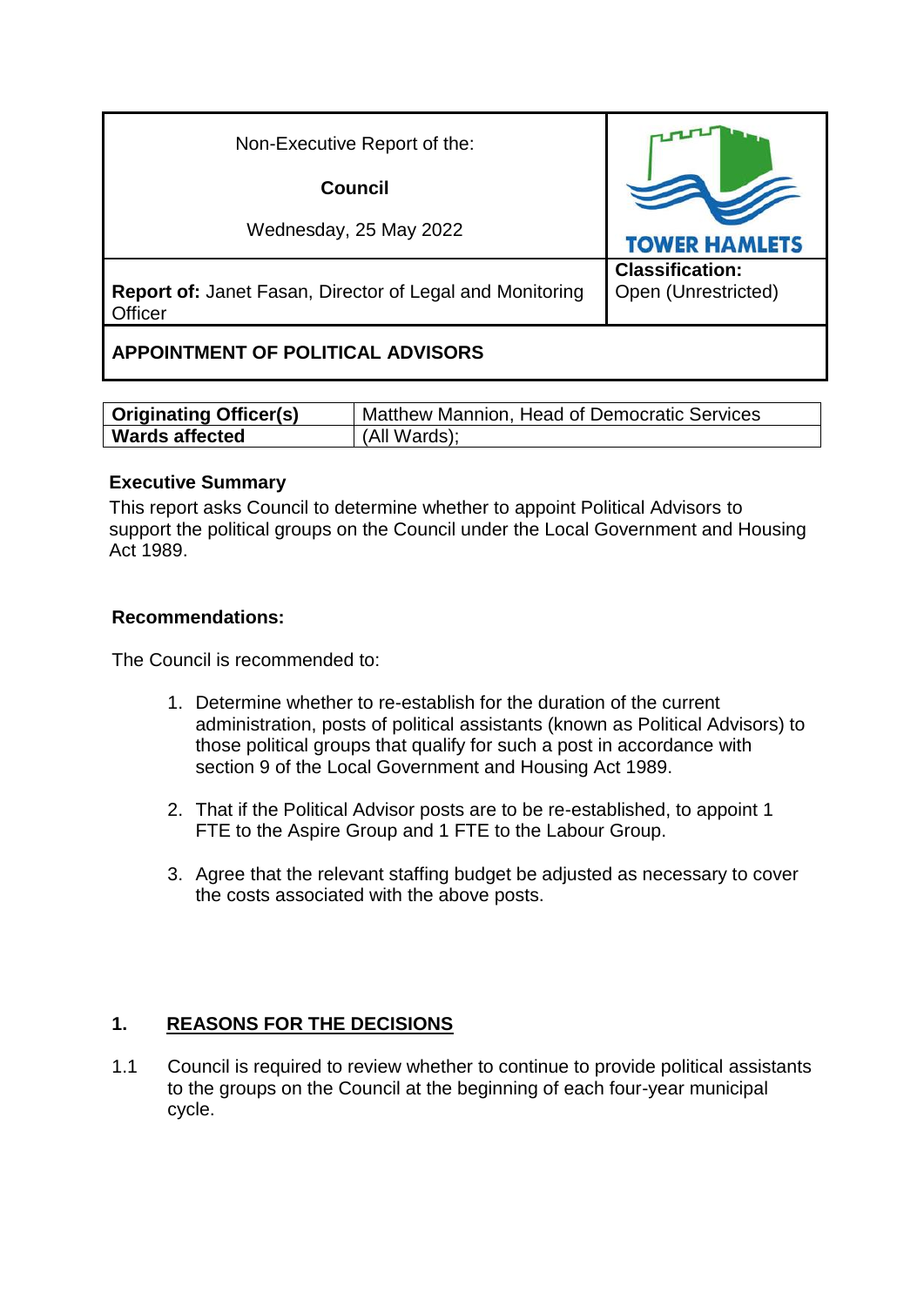| Non-Executive Report of the:<br><br>**Council**<br><br>Wednesday, 25 May 2022 | TOWER HAMLETS |
|---|---|
| **Report of:** Janet Fasan, Director of Legal and Monitoring Officer | **Classification:**<br>Open (Unrestricted) |

**APPOINTMENT OF POLITICAL ADVISORS**

| **Originating Officer(s)** | Matthew Mannion, Head of Democratic Services |
|---|---|
| **Wards affected** | (All Wards); |

### Executive Summary

This report asks Council to determine whether to appoint Political Advisors to support the political groups on the Council under the Local Government and Housing Act 1989.

### Recommendations:

The Council is recommended to:

1. Determine whether to re-establish for the duration of the current administration, posts of political assistants (known as Political Advisors) to those political groups that qualify for such a post in accordance with section 9 of the Local Government and Housing Act 1989.

2. That if the Political Advisor posts are to be re-established, to appoint 1 FTE to the Aspire Group and 1 FTE to the Labour Group.

3. Agree that the relevant staffing budget be adjusted as necessary to cover the costs associated with the above posts.

## 1. REASONS FOR THE DECISIONS

1.1 Council is required to review whether to continue to provide political assistants to the groups on the Council at the beginning of each four-year municipal cycle.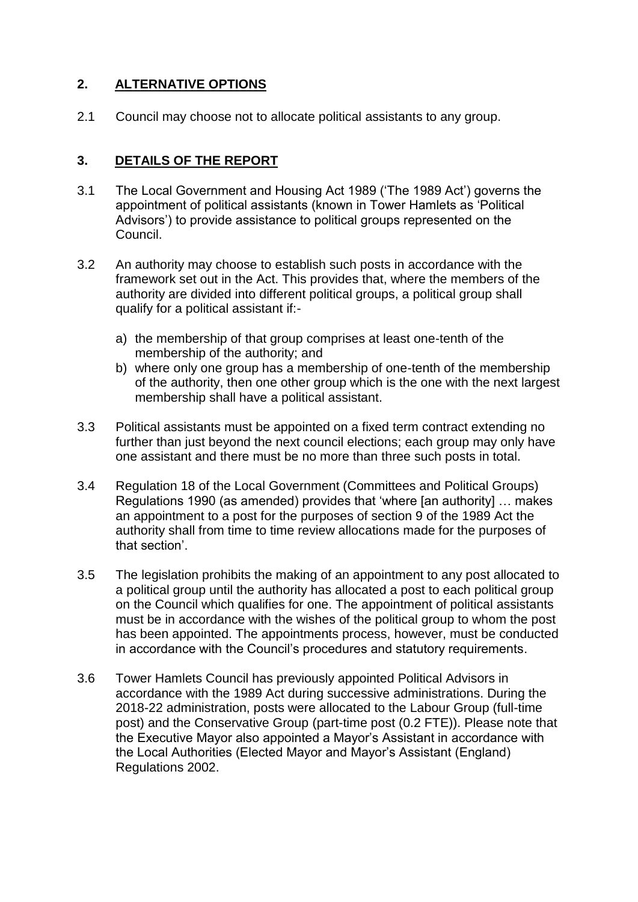## 2. ALTERNATIVE OPTIONS

2.1 Council may choose not to allocate political assistants to any group.

## 3. DETAILS OF THE REPORT

3.1 The Local Government and Housing Act 1989 ('The 1989 Act') governs the appointment of political assistants (known in Tower Hamlets as 'Political Advisors') to provide assistance to political groups represented on the Council.

3.2 An authority may choose to establish such posts in accordance with the framework set out in the Act. This provides that, where the members of the authority are divided into different political groups, a political group shall qualify for a political assistant if:-

a) the membership of that group comprises at least one-tenth of the membership of the authority; and
b) where only one group has a membership of one-tenth of the membership of the authority, then one other group which is the one with the next largest membership shall have a political assistant.

3.3 Political assistants must be appointed on a fixed term contract extending no further than just beyond the next council elections; each group may only have one assistant and there must be no more than three such posts in total.

3.4 Regulation 18 of the Local Government (Committees and Political Groups) Regulations 1990 (as amended) provides that 'where [an authority] … makes an appointment to a post for the purposes of section 9 of the 1989 Act the authority shall from time to time review allocations made for the purposes of that section'.

3.5 The legislation prohibits the making of an appointment to any post allocated to a political group until the authority has allocated a post to each political group on the Council which qualifies for one. The appointment of political assistants must be in accordance with the wishes of the political group to whom the post has been appointed. The appointments process, however, must be conducted in accordance with the Council's procedures and statutory requirements.

3.6 Tower Hamlets Council has previously appointed Political Advisors in accordance with the 1989 Act during successive administrations. During the 2018-22 administration, posts were allocated to the Labour Group (full-time post) and the Conservative Group (part-time post (0.2 FTE)). Please note that the Executive Mayor also appointed a Mayor's Assistant in accordance with the Local Authorities (Elected Mayor and Mayor's Assistant (England) Regulations 2002.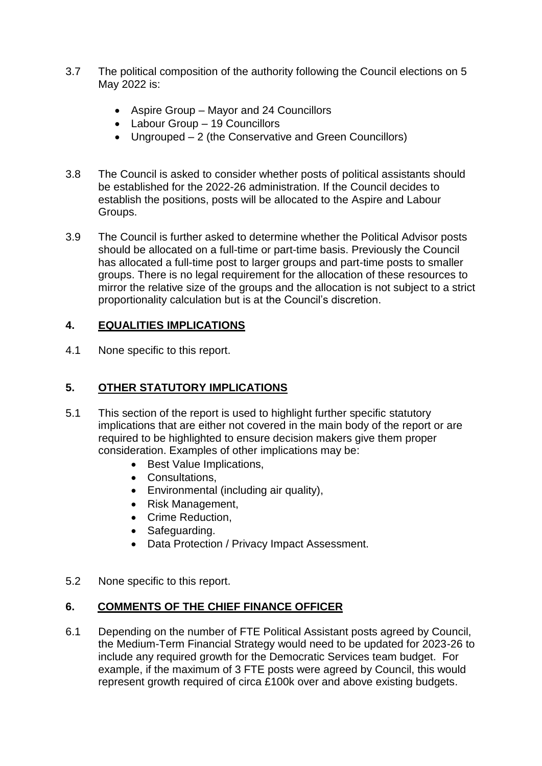3.7 The political composition of the authority following the Council elections on 5 May 2022 is:

- Aspire Group – Mayor and 24 Councillors
- Labour Group – 19 Councillors
- Ungrouped – 2 (the Conservative and Green Councillors)

3.8 The Council is asked to consider whether posts of political assistants should be established for the 2022-26 administration. If the Council decides to establish the positions, posts will be allocated to the Aspire and Labour Groups.

3.9 The Council is further asked to determine whether the Political Advisor posts should be allocated on a full-time or part-time basis. Previously the Council has allocated a full-time post to larger groups and part-time posts to smaller groups. There is no legal requirement for the allocation of these resources to mirror the relative size of the groups and the allocation is not subject to a strict proportionality calculation but is at the Council's discretion.

## 4. EQUALITIES IMPLICATIONS

4.1 None specific to this report.

## 5. OTHER STATUTORY IMPLICATIONS

5.1 This section of the report is used to highlight further specific statutory implications that are either not covered in the main body of the report or are required to be highlighted to ensure decision makers give them proper consideration. Examples of other implications may be:

- Best Value Implications,
- Consultations,
- Environmental (including air quality),
- Risk Management,
- Crime Reduction,
- Safeguarding.
- Data Protection / Privacy Impact Assessment.

5.2 None specific to this report.

## 6. COMMENTS OF THE CHIEF FINANCE OFFICER

6.1 Depending on the number of FTE Political Assistant posts agreed by Council, the Medium-Term Financial Strategy would need to be updated for 2023-26 to include any required growth for the Democratic Services team budget. For example, if the maximum of 3 FTE posts were agreed by Council, this would represent growth required of circa £100k over and above existing budgets.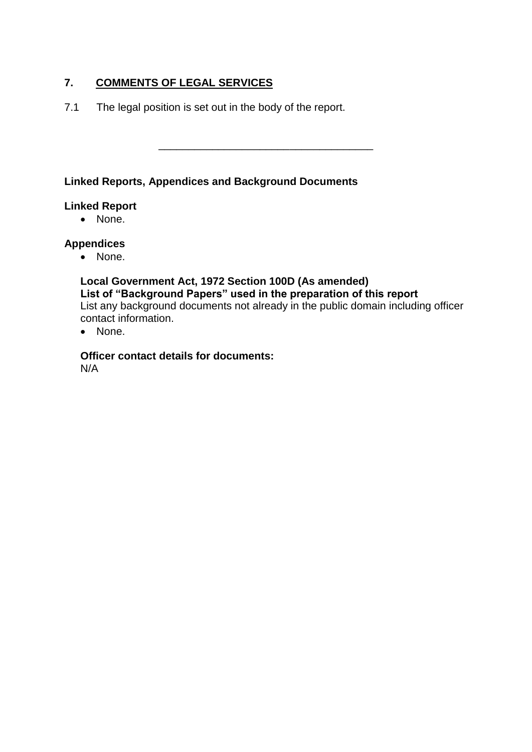## 7. COMMENTS OF LEGAL SERVICES

7.1 The legal position is set out in the body of the report.

---

**Linked Reports, Appendices and Background Documents**

**Linked Report**

- None.

**Appendices**

- None.

**Local Government Act, 1972 Section 100D (As amended)**
**List of "Background Papers" used in the preparation of this report**
List any background documents not already in the public domain including officer contact information.

- None.

**Officer contact details for documents:**
N/A